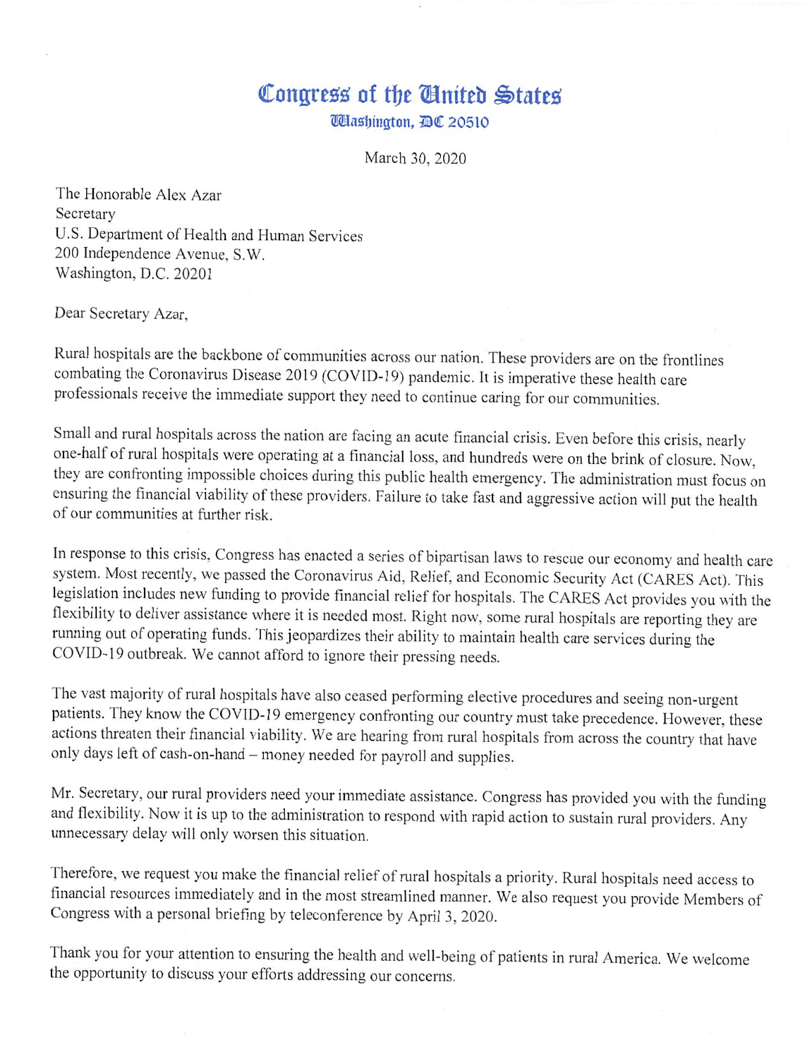# Congress of the United States

Washington, DC 20510

March 30, 2020

The Honorable Alex Azar
Secretary
U.S. Department of Health and Human Services
200 Independence Avenue, S.W.
Washington, D.C. 20201

Dear Secretary Azar,

Rural hospitals are the backbone of communities across our nation. These providers are on the frontlines combating the Coronavirus Disease 2019 (COVID-19) pandemic. It is imperative these health care professionals receive the immediate support they need to continue caring for our communities.

Small and rural hospitals across the nation are facing an acute financial crisis. Even before this crisis, nearly one-half of rural hospitals were operating at a financial loss, and hundreds were on the brink of closure. Now, they are confronting impossible choices during this public health emergency. The administration must focus on ensuring the financial viability of these providers. Failure to take fast and aggressive action will put the health of our communities at further risk.

In response to this crisis, Congress has enacted a series of bipartisan laws to rescue our economy and health care system. Most recently, we passed the Coronavirus Aid, Relief, and Economic Security Act (CARES Act). This legislation includes new funding to provide financial relief for hospitals. The CARES Act provides you with the flexibility to deliver assistance where it is needed most. Right now, some rural hospitals are reporting they are running out of operating funds. This jeopardizes their ability to maintain health care services during the COVID-19 outbreak. We cannot afford to ignore their pressing needs.

The vast majority of rural hospitals have also ceased performing elective procedures and seeing non-urgent patients. They know the COVID-19 emergency confronting our country must take precedence. However, these actions threaten their financial viability. We are hearing from rural hospitals from across the country that have only days left of cash-on-hand – money needed for payroll and supplies.

Mr. Secretary, our rural providers need your immediate assistance. Congress has provided you with the funding and flexibility. Now it is up to the administration to respond with rapid action to sustain rural providers. Any unnecessary delay will only worsen this situation.

Therefore, we request you make the financial relief of rural hospitals a priority. Rural hospitals need access to financial resources immediately and in the most streamlined manner. We also request you provide Members of Congress with a personal briefing by teleconference by April 3, 2020.

Thank you for your attention to ensuring the health and well-being of patients in rural America. We welcome the opportunity to discuss your efforts addressing our concerns.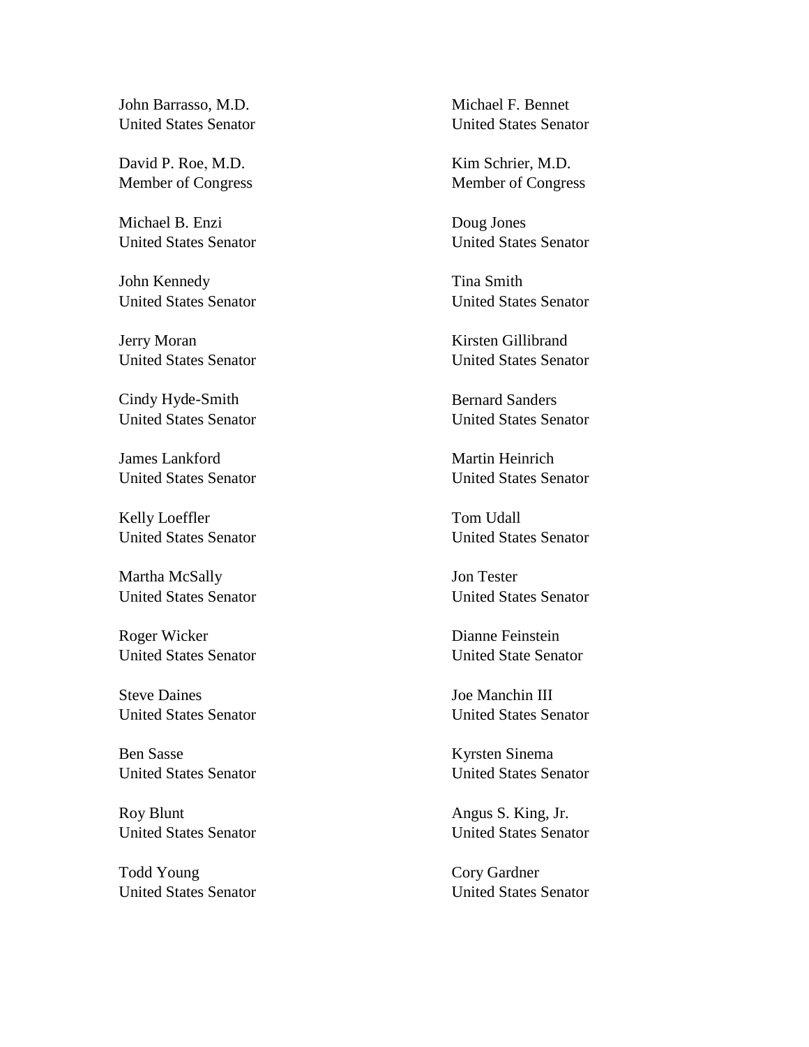John Barrasso, M.D.
United States Senator

Michael F. Bennet
United States Senator

David P. Roe, M.D.
Member of Congress

Kim Schrier, M.D.
Member of Congress

Michael B. Enzi
United States Senator

Doug Jones
United States Senator

John Kennedy
United States Senator

Tina Smith
United States Senator

Jerry Moran
United States Senator

Kirsten Gillibrand
United States Senator

Cindy Hyde-Smith
United States Senator

Bernard Sanders
United States Senator

James Lankford
United States Senator

Martin Heinrich
United States Senator

Kelly Loeffler
United States Senator

Tom Udall
United States Senator

Martha McSally
United States Senator

Jon Tester
United States Senator

Roger Wicker
United States Senator

Dianne Feinstein
United State Senator

Steve Daines
United States Senator

Joe Manchin III
United States Senator

Ben Sasse
United States Senator

Kyrsten Sinema
United States Senator

Roy Blunt
United States Senator

Angus S. King, Jr.
United States Senator

Todd Young
United States Senator

Cory Gardner
United States Senator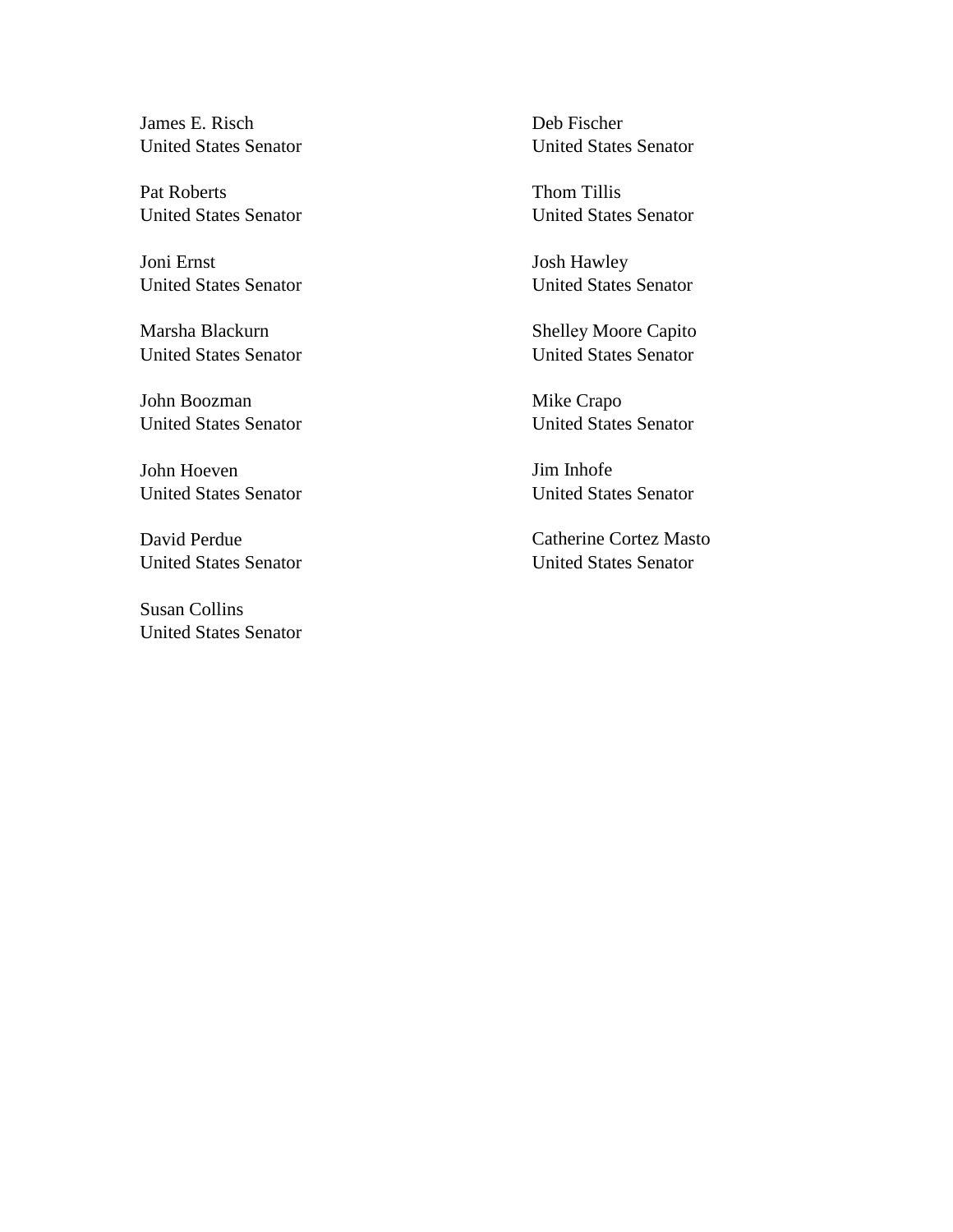James E. Risch
United States Senator

Pat Roberts
United States Senator

Joni Ernst
United States Senator

Marsha Blackurn
United States Senator

John Boozman
United States Senator

John Hoeven
United States Senator

David Perdue
United States Senator

Susan Collins
United States Senator

Deb Fischer
United States Senator

Thom Tillis
United States Senator

Josh Hawley
United States Senator

Shelley Moore Capito
United States Senator

Mike Crapo
United States Senator

Jim Inhofe
United States Senator

Catherine Cortez Masto
United States Senator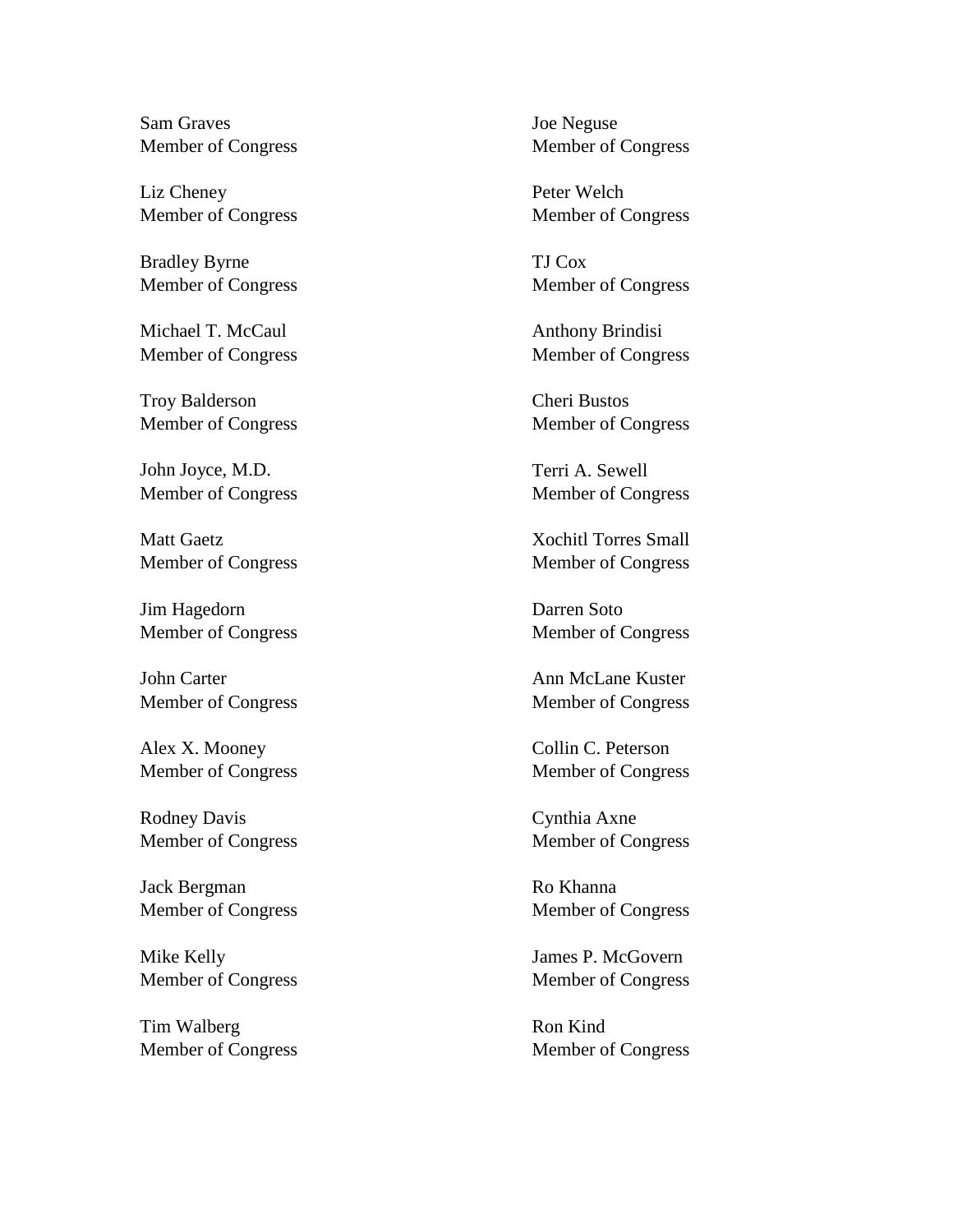Sam Graves
Member of Congress

Liz Cheney
Member of Congress

Bradley Byrne
Member of Congress

Michael T. McCaul
Member of Congress

Troy Balderson
Member of Congress

John Joyce, M.D.
Member of Congress

Matt Gaetz
Member of Congress

Jim Hagedorn
Member of Congress

John Carter
Member of Congress

Alex X. Mooney
Member of Congress

Rodney Davis
Member of Congress

Jack Bergman
Member of Congress

Mike Kelly
Member of Congress

Tim Walberg
Member of Congress

Joe Neguse
Member of Congress

Peter Welch
Member of Congress

TJ Cox
Member of Congress

Anthony Brindisi
Member of Congress

Cheri Bustos
Member of Congress

Terri A. Sewell
Member of Congress

Xochitl Torres Small
Member of Congress

Darren Soto
Member of Congress

Ann McLane Kuster
Member of Congress

Collin C. Peterson
Member of Congress

Cynthia Axne
Member of Congress

Ro Khanna
Member of Congress

James P. McGovern
Member of Congress

Ron Kind
Member of Congress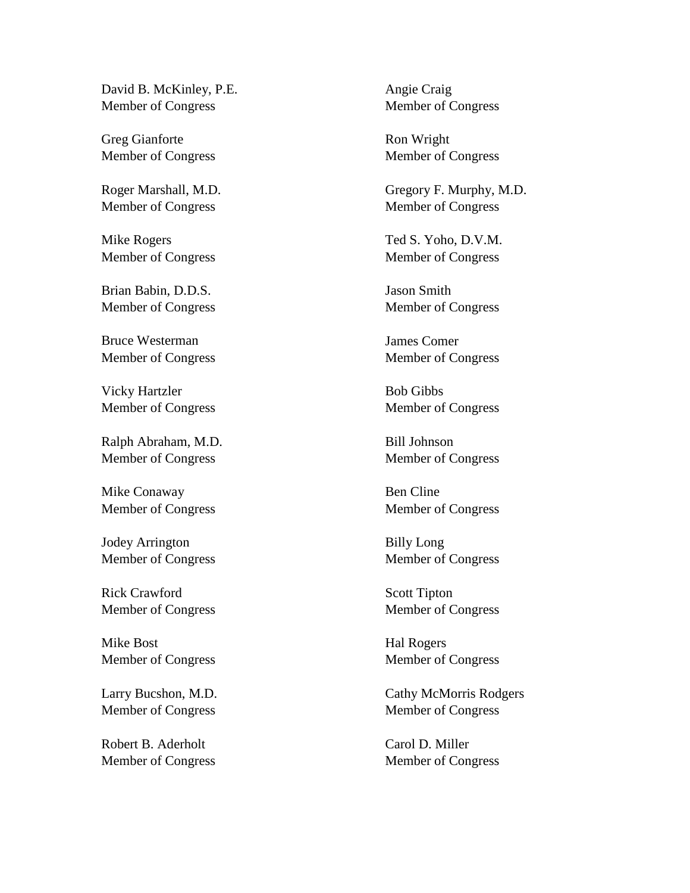David B. McKinley, P.E.
Member of Congress

Greg Gianforte
Member of Congress

Roger Marshall, M.D.
Member of Congress

Mike Rogers
Member of Congress

Brian Babin, D.D.S.
Member of Congress

Bruce Westerman
Member of Congress

Vicky Hartzler
Member of Congress

Ralph Abraham, M.D.
Member of Congress

Mike Conaway
Member of Congress

Jodey Arrington
Member of Congress

Rick Crawford
Member of Congress

Mike Bost
Member of Congress

Larry Bucshon, M.D.
Member of Congress

Robert B. Aderholt
Member of Congress

Angie Craig
Member of Congress

Ron Wright
Member of Congress

Gregory F. Murphy, M.D.
Member of Congress

Ted S. Yoho, D.V.M.
Member of Congress

Jason Smith
Member of Congress

James Comer
Member of Congress

Bob Gibbs
Member of Congress

Bill Johnson
Member of Congress

Ben Cline
Member of Congress

Billy Long
Member of Congress

Scott Tipton
Member of Congress

Hal Rogers
Member of Congress

Cathy McMorris Rodgers
Member of Congress

Carol D. Miller
Member of Congress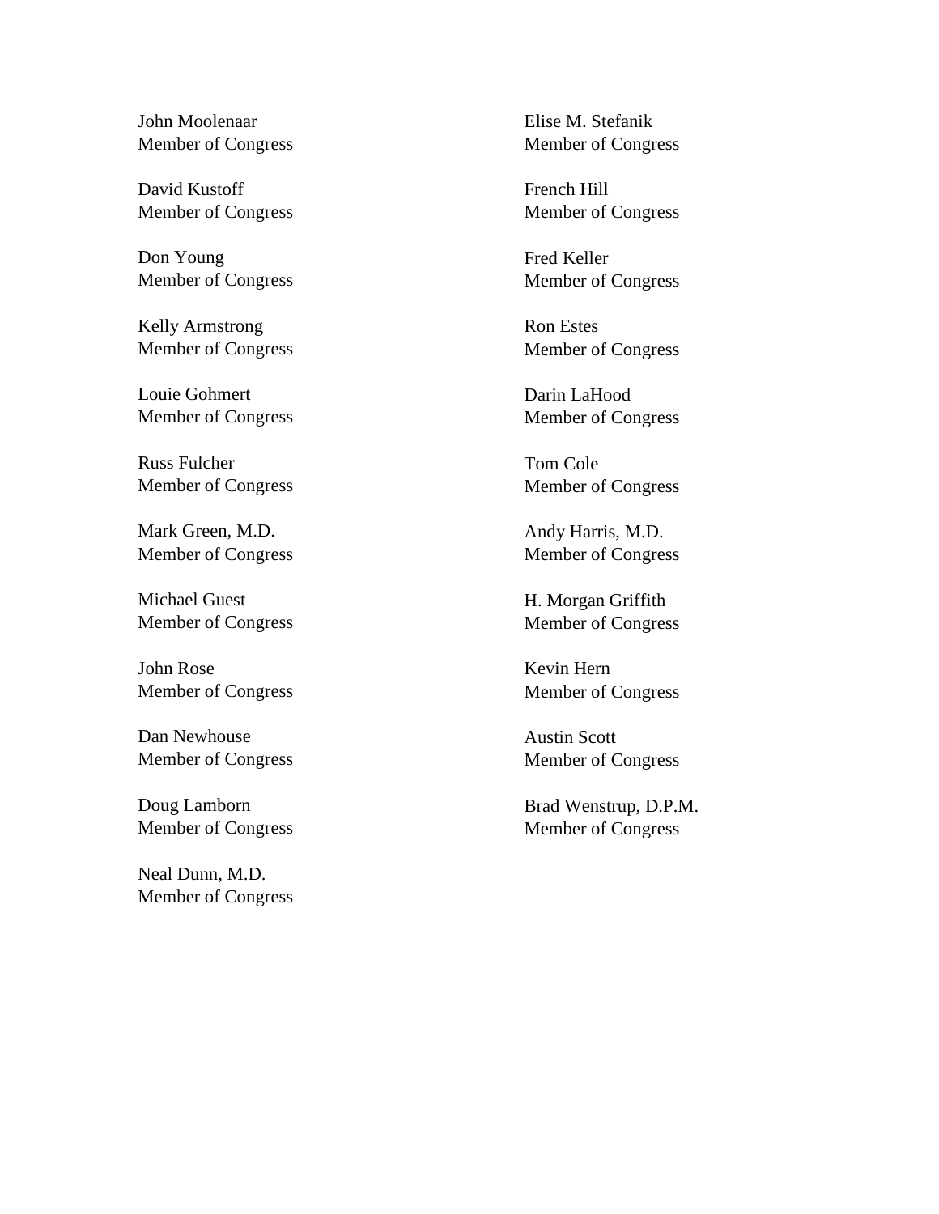John Moolenaar
Member of Congress

David Kustoff
Member of Congress

Don Young
Member of Congress

Kelly Armstrong
Member of Congress

Louie Gohmert
Member of Congress

Russ Fulcher
Member of Congress

Mark Green, M.D.
Member of Congress

Michael Guest
Member of Congress

John Rose
Member of Congress

Dan Newhouse
Member of Congress

Doug Lamborn
Member of Congress

Neal Dunn, M.D.
Member of Congress

Elise M. Stefanik
Member of Congress

French Hill
Member of Congress

Fred Keller
Member of Congress

Ron Estes
Member of Congress

Darin LaHood
Member of Congress

Tom Cole
Member of Congress

Andy Harris, M.D.
Member of Congress

H. Morgan Griffith
Member of Congress

Kevin Hern
Member of Congress

Austin Scott
Member of Congress

Brad Wenstrup, D.P.M.
Member of Congress